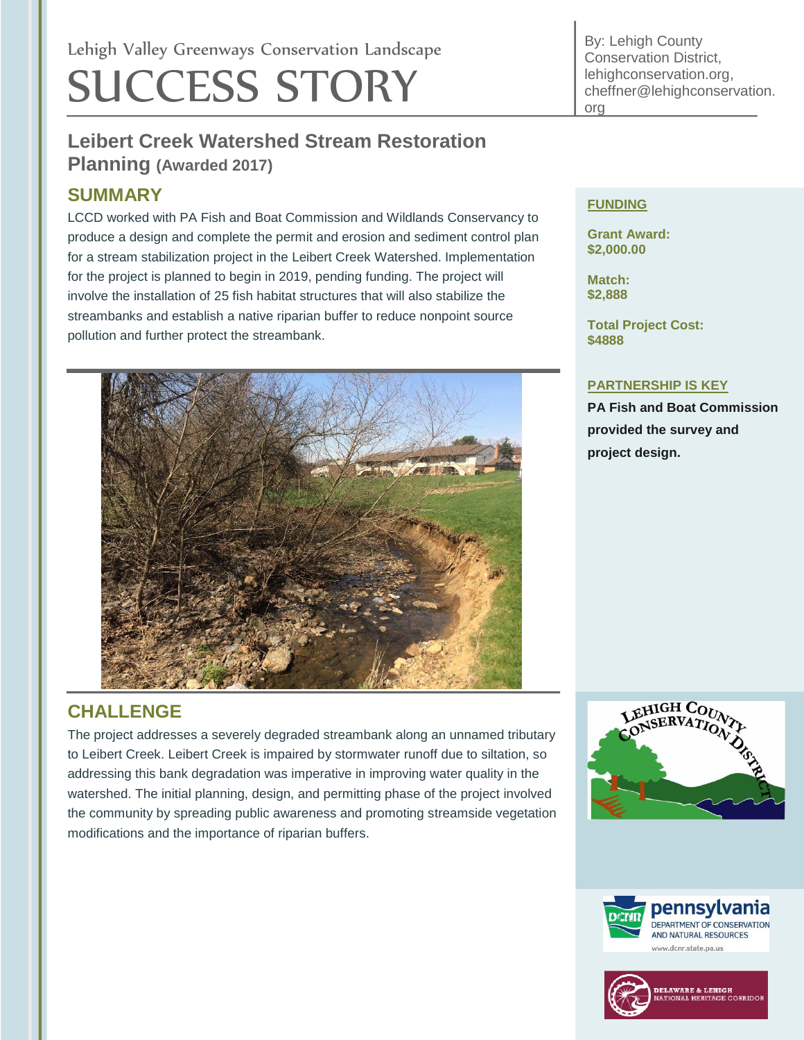Lehigh Valley Greenways Conservation Landscape

# SUCCESS STORY

By: Lehigh County Conservation District, lehighconservation.org, cheffner@lehighconservation.org

## Leibert Creek Watershed Stream Restoration Planning (Awarded 2017)

### SUMMARY

LCCD worked with PA Fish and Boat Commission and Wildlands Conservancy to produce a design and complete the permit and erosion and sediment control plan for a stream stabilization project in the Leibert Creek Watershed. Implementation for the project is planned to begin in 2019, pending funding. The project will involve the installation of 25 fish habitat structures that will also stabilize the streambanks and establish a native riparian buffer to reduce nonpoint source pollution and further protect the streambank.

### CHALLENGE

The project addresses a severely degraded streambank along an unnamed tributary to Leibert Creek. Leibert Creek is impaired by stormwater runoff due to siltation, so addressing this bank degradation was imperative in improving water quality in the watershed. The initial planning, design, and permitting phase of the project involved the community by spreading public awareness and promoting streamside vegetation modifications and the importance of riparian buffers.

### FUNDING

**Grant Award:**
**$2,000.00**

**Match:**
**$2,888**

**Total Project Cost:**
**$4888**

### PARTNERSHIP IS KEY

**PA Fish and Boat Commission provided the survey and project design.**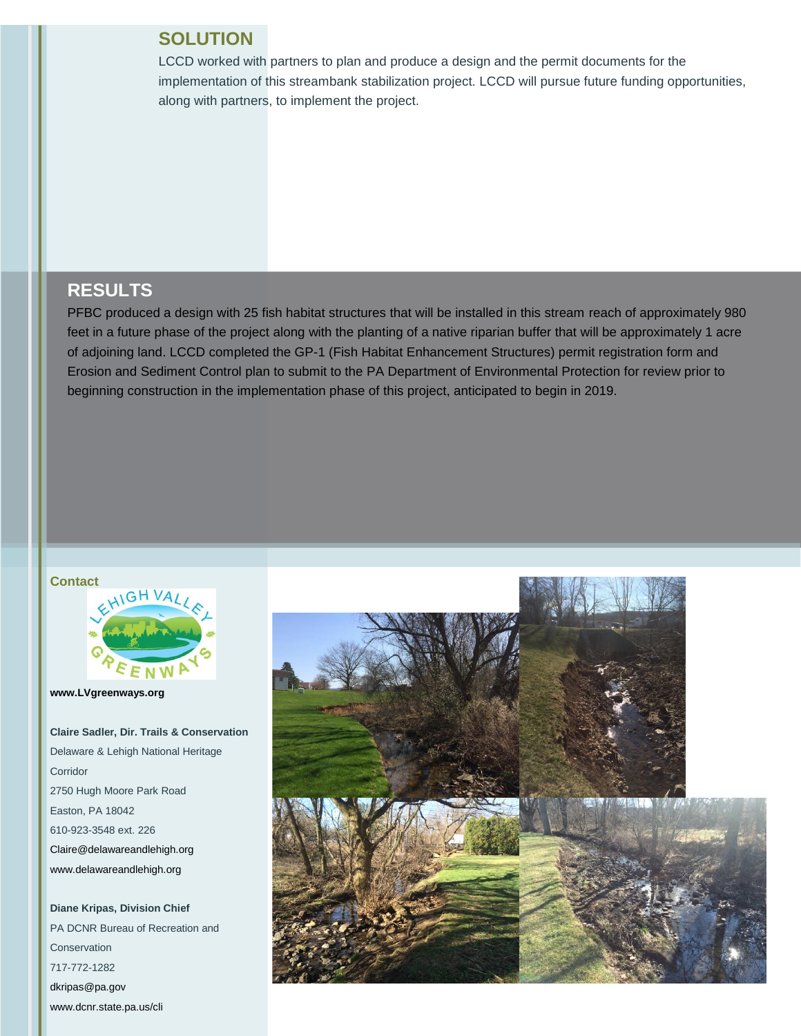## SOLUTION

LCCD worked with partners to plan and produce a design and the permit documents for the implementation of this streambank stabilization project. LCCD will pursue future funding opportunities, along with partners, to implement the project.

## RESULTS

PFBC produced a design with 25 fish habitat structures that will be installed in this stream reach of approximately 980 feet in a future phase of the project along with the planting of a native riparian buffer that will be approximately 1 acre of adjoining land. LCCD completed the GP-1 (Fish Habitat Enhancement Structures) permit registration form and Erosion and Sediment Control plan to submit to the PA Department of Environmental Protection for review prior to beginning construction in the implementation phase of this project, anticipated to begin in 2019.

### Contact

**www.LVgreenways.org**

**Claire Sadler, Dir. Trails & Conservation**
Delaware & Lehigh National Heritage Corridor
2750 Hugh Moore Park Road
Easton, PA 18042
610-923-3548 ext. 226
Claire@delawareandlehigh.org
www.delawareandlehigh.org

**Diane Kripas, Division Chief**
PA DCNR Bureau of Recreation and Conservation
717-772-1282
dkripas@pa.gov
www.dcnr.state.pa.us/cli